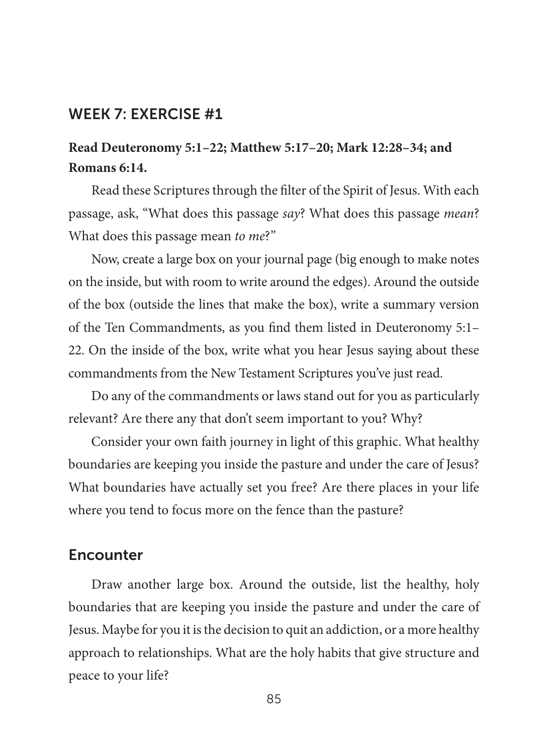## WEEK 7: EXERCISE #1

**Read Deuteronomy 5:1–22; Matthew 5:17–20; Mark 12:28–34; and Romans 6:14.**

Read these Scriptures through the filter of the Spirit of Jesus. With each passage, ask, "What does this passage *say*? What does this passage *mean*? What does this passage mean *to me*?"

Now, create a large box on your journal page (big enough to make notes on the inside, but with room to write around the edges). Around the outside of the box (outside the lines that make the box), write a summary version of the Ten Commandments, as you find them listed in Deuteronomy 5:1–22. On the inside of the box, write what you hear Jesus saying about these commandments from the New Testament Scriptures you've just read.

Do any of the commandments or laws stand out for you as particularly relevant? Are there any that don't seem important to you? Why?

Consider your own faith journey in light of this graphic. What healthy boundaries are keeping you inside the pasture and under the care of Jesus? What boundaries have actually set you free? Are there places in your life where you tend to focus more on the fence than the pasture?

### Encounter

Draw another large box. Around the outside, list the healthy, holy boundaries that are keeping you inside the pasture and under the care of Jesus. Maybe for you it is the decision to quit an addiction, or a more healthy approach to relationships. What are the holy habits that give structure and peace to your life?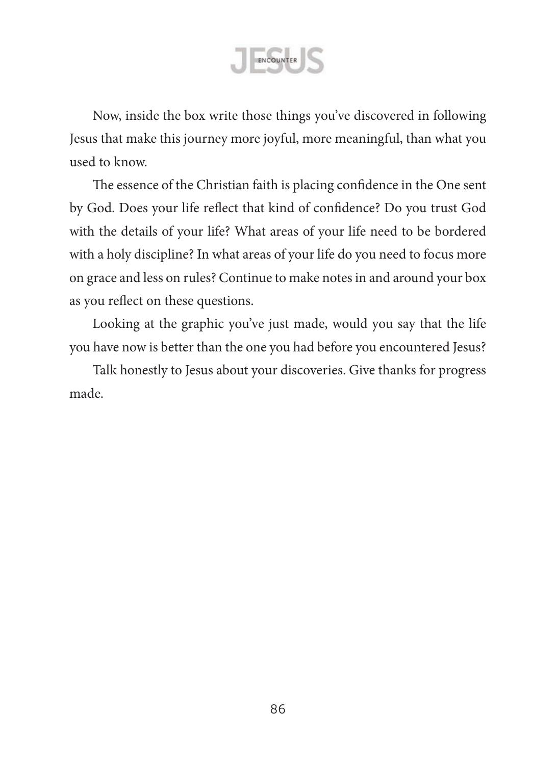Now, inside the box write those things you've discovered in following Jesus that make this journey more joyful, more meaningful, than what you used to know.

The essence of the Christian faith is placing confidence in the One sent by God. Does your life reflect that kind of confidence? Do you trust God with the details of your life? What areas of your life need to be bordered with a holy discipline? In what areas of your life do you need to focus more on grace and less on rules? Continue to make notes in and around your box as you reflect on these questions.

Looking at the graphic you've just made, would you say that the life you have now is better than the one you had before you encountered Jesus?

Talk honestly to Jesus about your discoveries. Give thanks for progress made.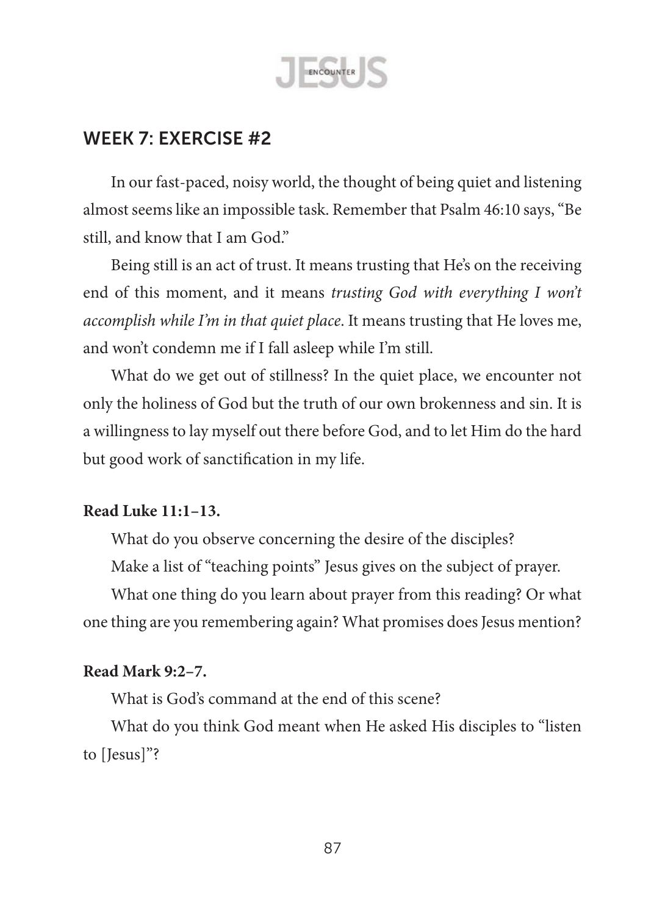## WEEK 7: EXERCISE #2

In our fast-paced, noisy world, the thought of being quiet and listening almost seems like an impossible task. Remember that Psalm 46:10 says, "Be still, and know that I am God."

Being still is an act of trust. It means trusting that He's on the receiving end of this moment, and it means *trusting God with everything I won't accomplish while I'm in that quiet place*. It means trusting that He loves me, and won't condemn me if I fall asleep while I'm still.

What do we get out of stillness? In the quiet place, we encounter not only the holiness of God but the truth of our own brokenness and sin. It is a willingness to lay myself out there before God, and to let Him do the hard but good work of sanctification in my life.

**Read Luke 11:1–13.**

What do you observe concerning the desire of the disciples?

Make a list of "teaching points" Jesus gives on the subject of prayer.

What one thing do you learn about prayer from this reading? Or what one thing are you remembering again? What promises does Jesus mention?

**Read Mark 9:2–7.**

What is God's command at the end of this scene?

What do you think God meant when He asked His disciples to "listen to [Jesus]"?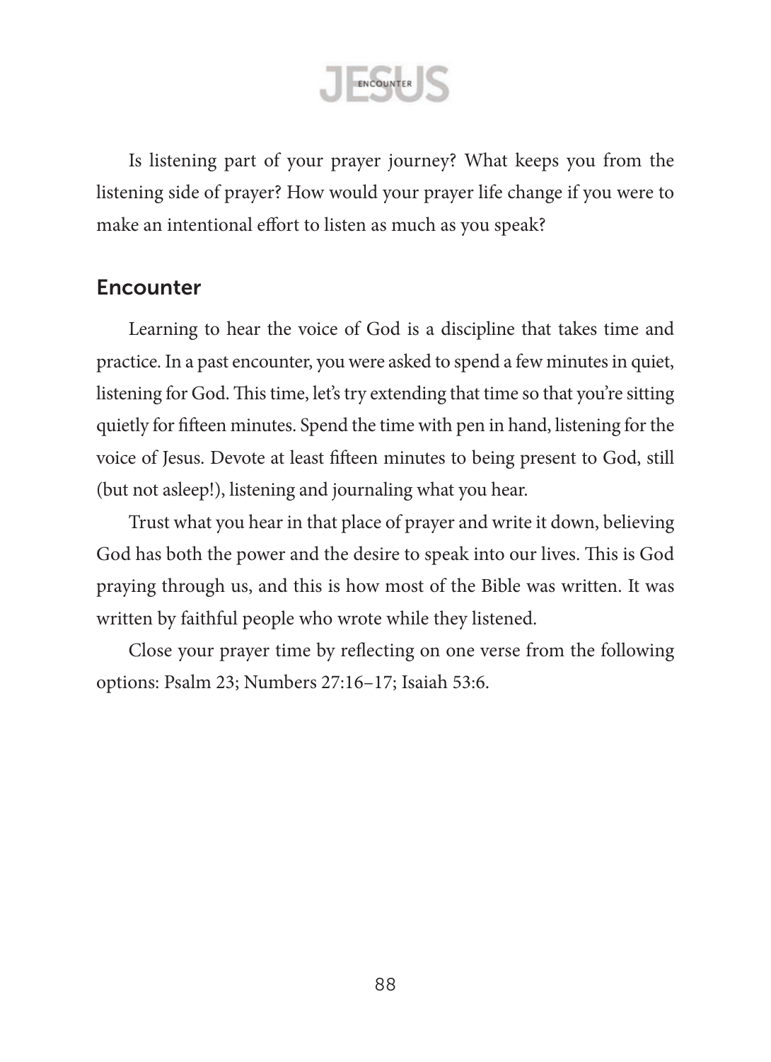Is listening part of your prayer journey? What keeps you from the listening side of prayer? How would your prayer life change if you were to make an intentional effort to listen as much as you speak?

## Encounter

Learning to hear the voice of God is a discipline that takes time and practice. In a past encounter, you were asked to spend a few minutes in quiet, listening for God. This time, let's try extending that time so that you're sitting quietly for fifteen minutes. Spend the time with pen in hand, listening for the voice of Jesus. Devote at least fifteen minutes to being present to God, still (but not asleep!), listening and journaling what you hear.

Trust what you hear in that place of prayer and write it down, believing God has both the power and the desire to speak into our lives. This is God praying through us, and this is how most of the Bible was written. It was written by faithful people who wrote while they listened.

Close your prayer time by reflecting on one verse from the following options: Psalm 23; Numbers 27:16–17; Isaiah 53:6.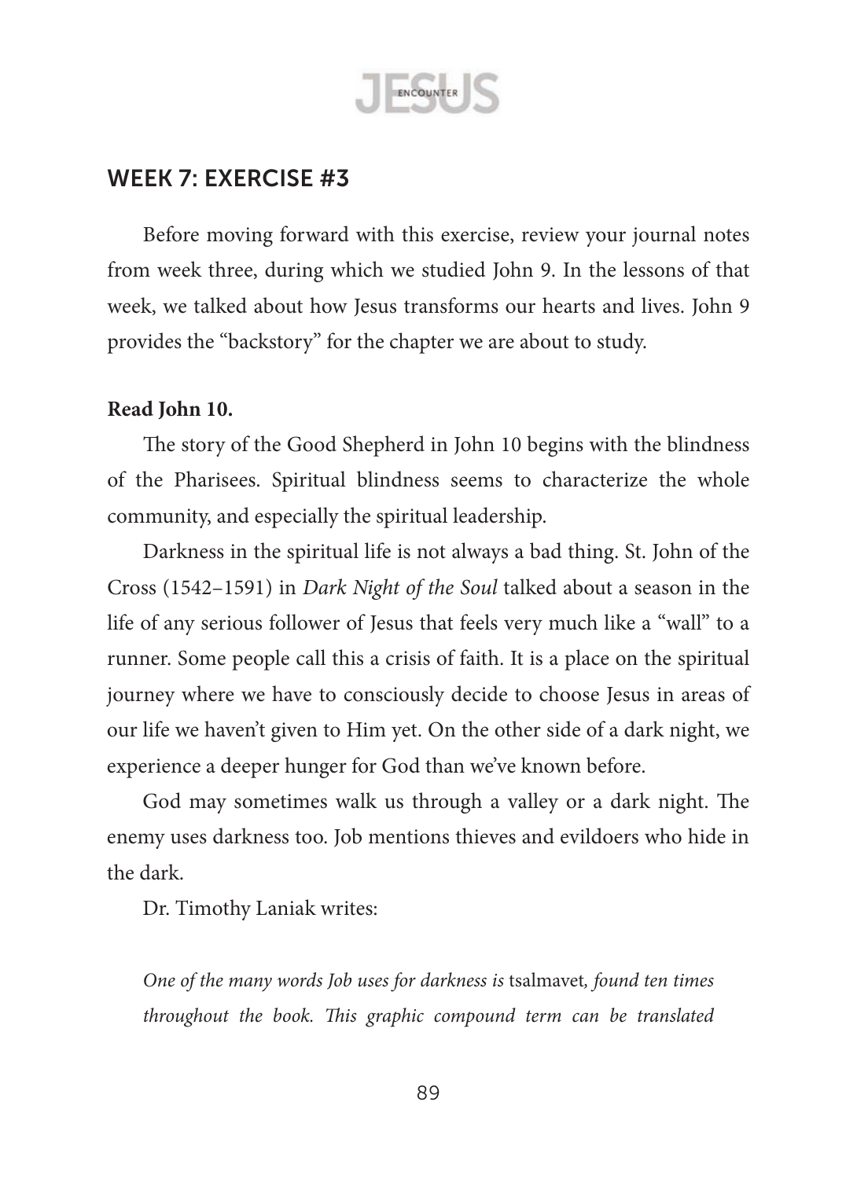## WEEK 7: EXERCISE #3

Before moving forward with this exercise, review your journal notes from week three, during which we studied John 9. In the lessons of that week, we talked about how Jesus transforms our hearts and lives. John 9 provides the "backstory" for the chapter we are about to study.

**Read John 10.**

The story of the Good Shepherd in John 10 begins with the blindness of the Pharisees. Spiritual blindness seems to characterize the whole community, and especially the spiritual leadership.

Darkness in the spiritual life is not always a bad thing. St. John of the Cross (1542–1591) in *Dark Night of the Soul* talked about a season in the life of any serious follower of Jesus that feels very much like a "wall" to a runner. Some people call this a crisis of faith. It is a place on the spiritual journey where we have to consciously decide to choose Jesus in areas of our life we haven't given to Him yet. On the other side of a dark night, we experience a deeper hunger for God than we've known before.

God may sometimes walk us through a valley or a dark night. The enemy uses darkness too. Job mentions thieves and evildoers who hide in the dark.

Dr. Timothy Laniak writes:

> *One of the many words Job uses for darkness is* tsalmavet*, found ten times throughout the book. This graphic compound term can be translated*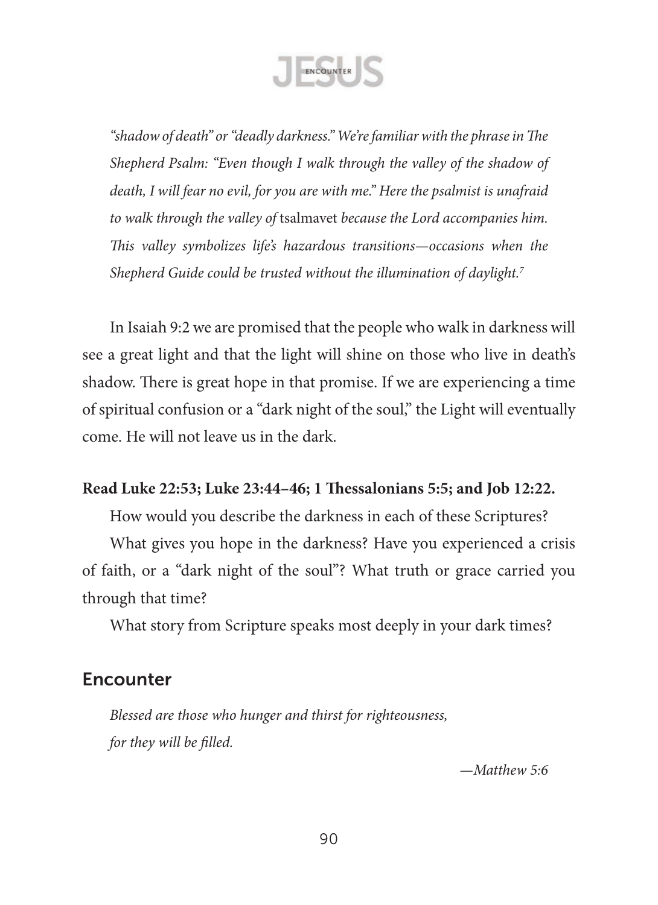*"shadow of death" or "deadly darkness." We're familiar with the phrase in The Shepherd Psalm: "Even though I walk through the valley of the shadow of death, I will fear no evil, for you are with me." Here the psalmist is unafraid to walk through the valley of* tsalmavet *because the Lord accompanies him. This valley symbolizes life's hazardous transitions—occasions when the Shepherd Guide could be trusted without the illumination of daylight.*[7]

In Isaiah 9:2 we are promised that the people who walk in darkness will see a great light and that the light will shine on those who live in death's shadow. There is great hope in that promise. If we are experiencing a time of spiritual confusion or a "dark night of the soul," the Light will eventually come. He will not leave us in the dark.

**Read Luke 22:53; Luke 23:44–46; 1 Thessalonians 5:5; and Job 12:22.**

How would you describe the darkness in each of these Scriptures?

What gives you hope in the darkness? Have you experienced a crisis of faith, or a "dark night of the soul"? What truth or grace carried you through that time?

What story from Scripture speaks most deeply in your dark times?

## Encounter

*Blessed are those who hunger and thirst for righteousness,*
*for they will be filled.*

*—Matthew 5:6*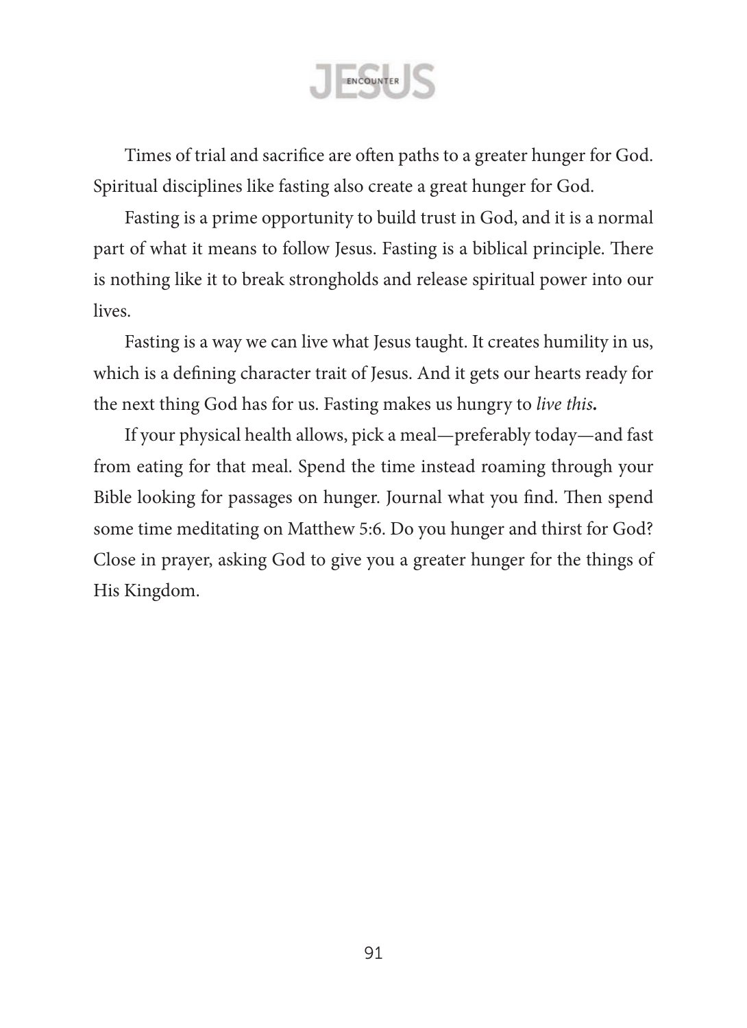Times of trial and sacrifice are often paths to a greater hunger for God. Spiritual disciplines like fasting also create a great hunger for God.

Fasting is a prime opportunity to build trust in God, and it is a normal part of what it means to follow Jesus. Fasting is a biblical principle. There is nothing like it to break strongholds and release spiritual power into our lives.

Fasting is a way we can live what Jesus taught. It creates humility in us, which is a defining character trait of Jesus. And it gets our hearts ready for the next thing God has for us. Fasting makes us hungry to *live this***.**

If your physical health allows, pick a meal—preferably today—and fast from eating for that meal. Spend the time instead roaming through your Bible looking for passages on hunger. Journal what you find. Then spend some time meditating on Matthew 5:6. Do you hunger and thirst for God? Close in prayer, asking God to give you a greater hunger for the things of His Kingdom.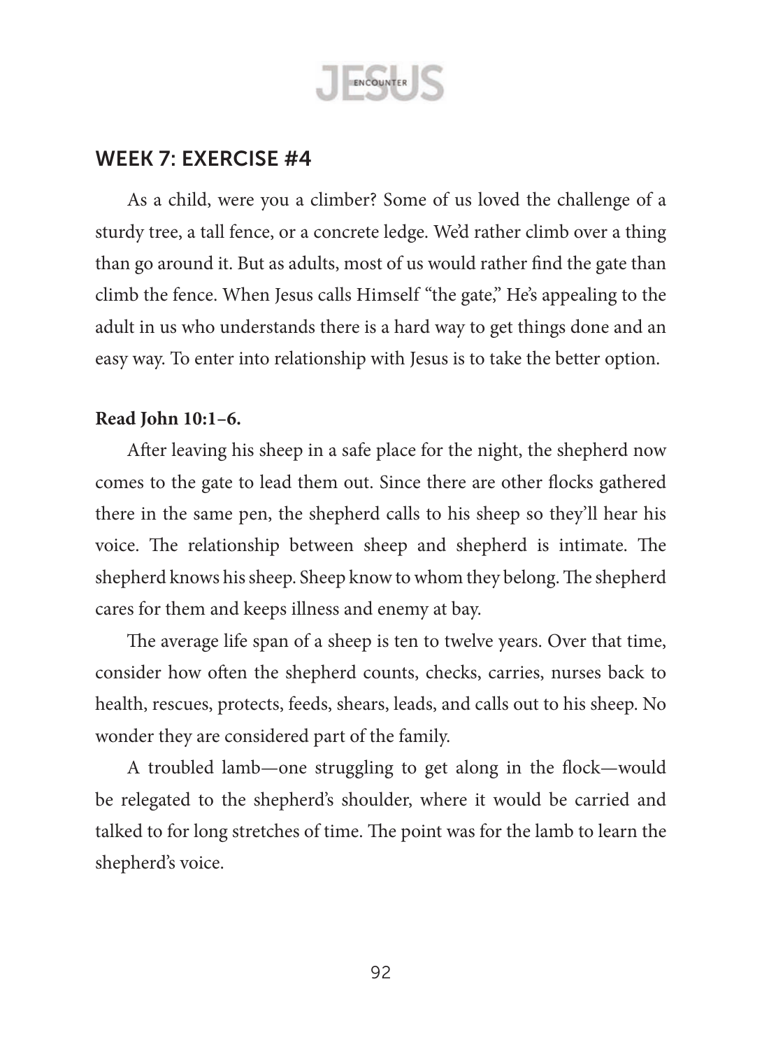## WEEK 7: EXERCISE #4

As a child, were you a climber? Some of us loved the challenge of a sturdy tree, a tall fence, or a concrete ledge. We'd rather climb over a thing than go around it. But as adults, most of us would rather find the gate than climb the fence. When Jesus calls Himself "the gate," He's appealing to the adult in us who understands there is a hard way to get things done and an easy way. To enter into relationship with Jesus is to take the better option.

**Read John 10:1–6.**

After leaving his sheep in a safe place for the night, the shepherd now comes to the gate to lead them out. Since there are other flocks gathered there in the same pen, the shepherd calls to his sheep so they'll hear his voice. The relationship between sheep and shepherd is intimate. The shepherd knows his sheep. Sheep know to whom they belong. The shepherd cares for them and keeps illness and enemy at bay.

The average life span of a sheep is ten to twelve years. Over that time, consider how often the shepherd counts, checks, carries, nurses back to health, rescues, protects, feeds, shears, leads, and calls out to his sheep. No wonder they are considered part of the family.

A troubled lamb—one struggling to get along in the flock—would be relegated to the shepherd's shoulder, where it would be carried and talked to for long stretches of time. The point was for the lamb to learn the shepherd's voice.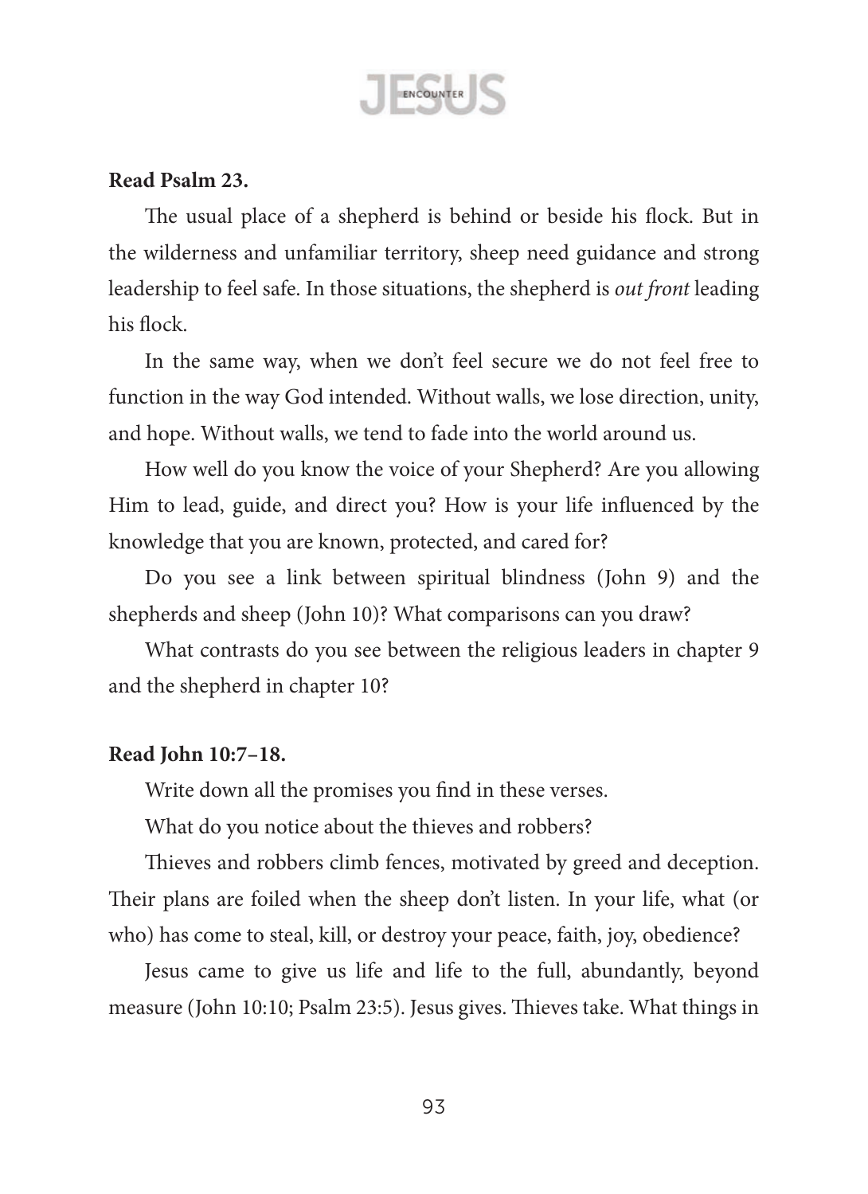**Read Psalm 23.**

The usual place of a shepherd is behind or beside his flock. But in the wilderness and unfamiliar territory, sheep need guidance and strong leadership to feel safe. In those situations, the shepherd is *out front* leading his flock.

In the same way, when we don't feel secure we do not feel free to function in the way God intended. Without walls, we lose direction, unity, and hope. Without walls, we tend to fade into the world around us.

How well do you know the voice of your Shepherd? Are you allowing Him to lead, guide, and direct you? How is your life influenced by the knowledge that you are known, protected, and cared for?

Do you see a link between spiritual blindness (John 9) and the shepherds and sheep (John 10)? What comparisons can you draw?

What contrasts do you see between the religious leaders in chapter 9 and the shepherd in chapter 10?

**Read John 10:7–18.**

Write down all the promises you find in these verses.

What do you notice about the thieves and robbers?

Thieves and robbers climb fences, motivated by greed and deception. Their plans are foiled when the sheep don't listen. In your life, what (or who) has come to steal, kill, or destroy your peace, faith, joy, obedience?

Jesus came to give us life and life to the full, abundantly, beyond measure (John 10:10; Psalm 23:5). Jesus gives. Thieves take. What things in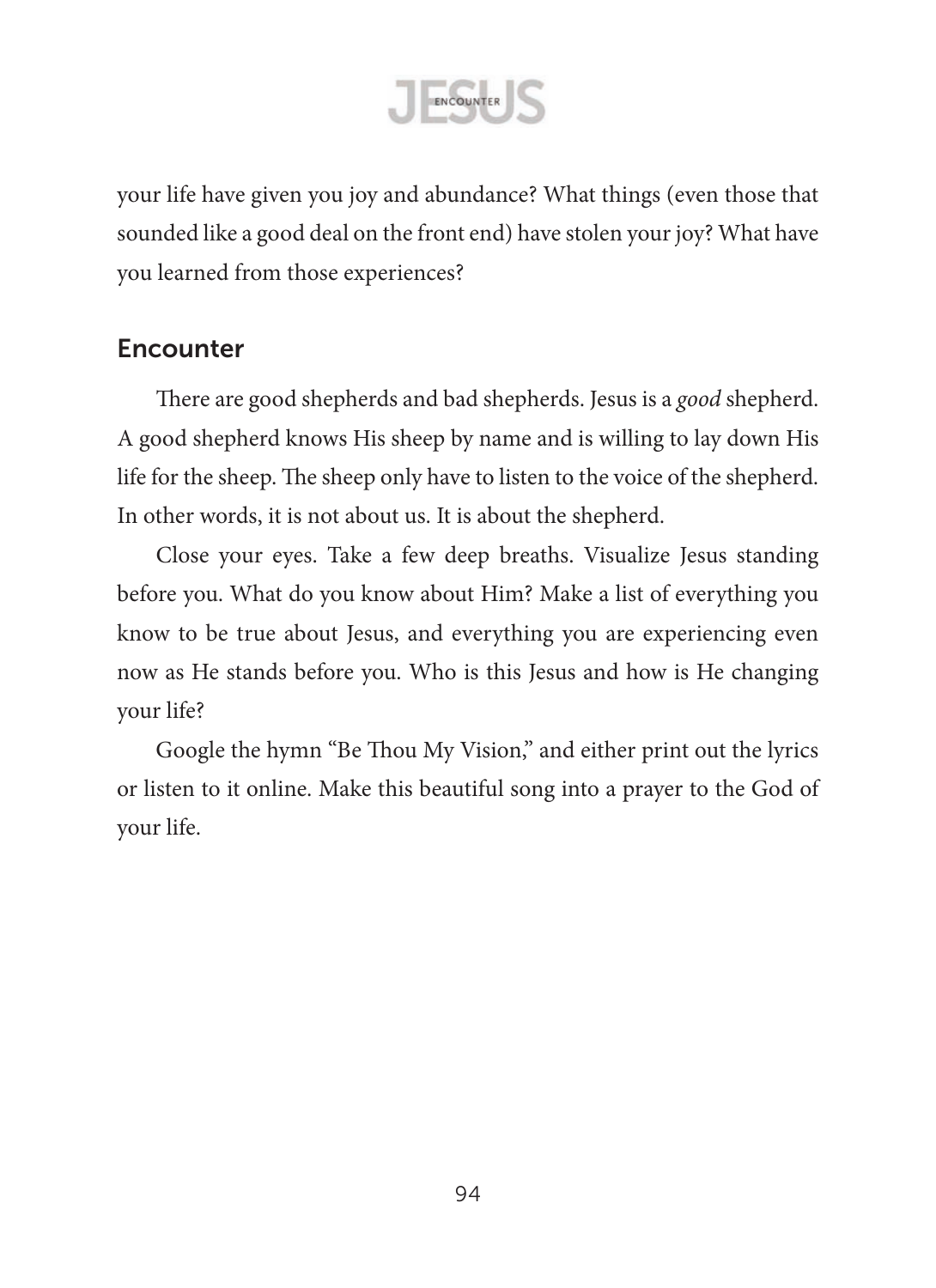your life have given you joy and abundance? What things (even those that sounded like a good deal on the front end) have stolen your joy? What have you learned from those experiences?

## Encounter

There are good shepherds and bad shepherds. Jesus is a *good* shepherd. A good shepherd knows His sheep by name and is willing to lay down His life for the sheep. The sheep only have to listen to the voice of the shepherd. In other words, it is not about us. It is about the shepherd.

Close your eyes. Take a few deep breaths. Visualize Jesus standing before you. What do you know about Him? Make a list of everything you know to be true about Jesus, and everything you are experiencing even now as He stands before you. Who is this Jesus and how is He changing your life?

Google the hymn "Be Thou My Vision," and either print out the lyrics or listen to it online. Make this beautiful song into a prayer to the God of your life.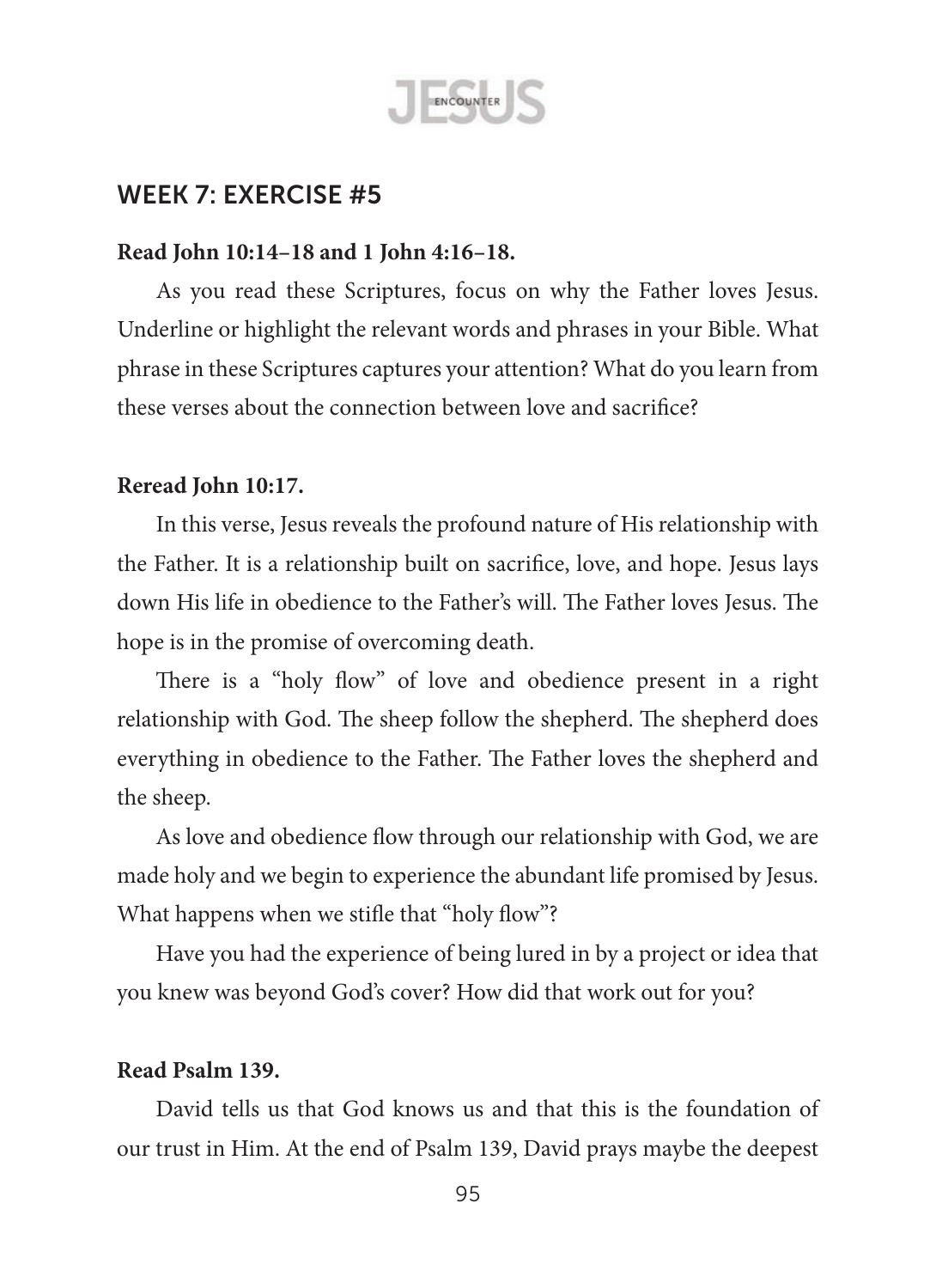## WEEK 7: EXERCISE #5

**Read John 10:14–18 and 1 John 4:16–18.**

As you read these Scriptures, focus on why the Father loves Jesus. Underline or highlight the relevant words and phrases in your Bible. What phrase in these Scriptures captures your attention? What do you learn from these verses about the connection between love and sacrifice?

**Reread John 10:17.**

In this verse, Jesus reveals the profound nature of His relationship with the Father. It is a relationship built on sacrifice, love, and hope. Jesus lays down His life in obedience to the Father's will. The Father loves Jesus. The hope is in the promise of overcoming death.

There is a "holy flow" of love and obedience present in a right relationship with God. The sheep follow the shepherd. The shepherd does everything in obedience to the Father. The Father loves the shepherd and the sheep.

As love and obedience flow through our relationship with God, we are made holy and we begin to experience the abundant life promised by Jesus. What happens when we stifle that "holy flow"?

Have you had the experience of being lured in by a project or idea that you knew was beyond God's cover? How did that work out for you?

**Read Psalm 139.**

David tells us that God knows us and that this is the foundation of our trust in Him. At the end of Psalm 139, David prays maybe the deepest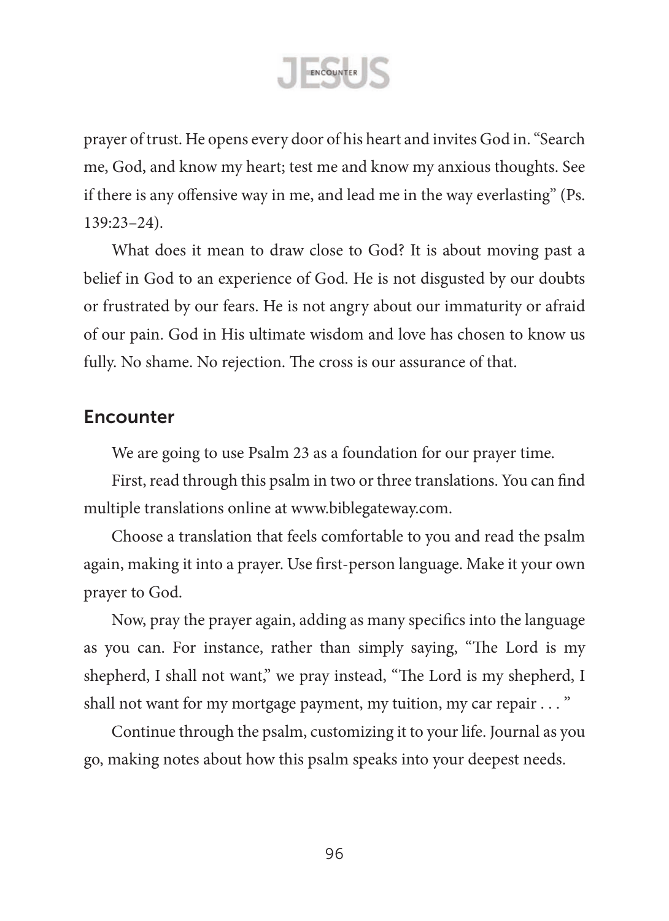prayer of trust. He opens every door of his heart and invites God in. "Search me, God, and know my heart; test me and know my anxious thoughts. See if there is any offensive way in me, and lead me in the way everlasting" (Ps. 139:23–24).

What does it mean to draw close to God? It is about moving past a belief in God to an experience of God. He is not disgusted by our doubts or frustrated by our fears. He is not angry about our immaturity or afraid of our pain. God in His ultimate wisdom and love has chosen to know us fully. No shame. No rejection. The cross is our assurance of that.

## Encounter

We are going to use Psalm 23 as a foundation for our prayer time.

First, read through this psalm in two or three translations. You can find multiple translations online at www.biblegateway.com.

Choose a translation that feels comfortable to you and read the psalm again, making it into a prayer. Use first-person language. Make it your own prayer to God.

Now, pray the prayer again, adding as many specifics into the language as you can. For instance, rather than simply saying, "The Lord is my shepherd, I shall not want," we pray instead, "The Lord is my shepherd, I shall not want for my mortgage payment, my tuition, my car repair . . . "

Continue through the psalm, customizing it to your life. Journal as you go, making notes about how this psalm speaks into your deepest needs.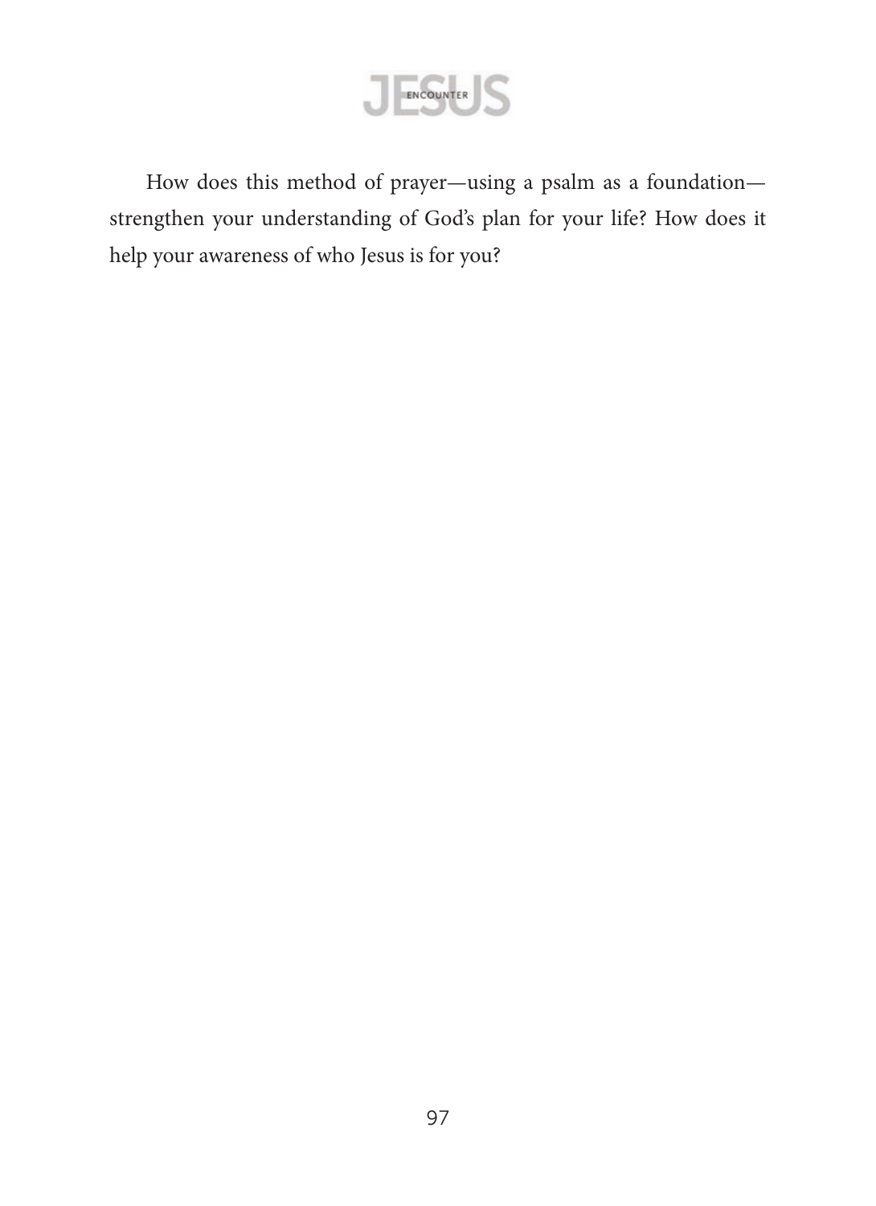How does this method of prayer—using a psalm as a foundation—strengthen your understanding of God's plan for your life? How does it help your awareness of who Jesus is for you?